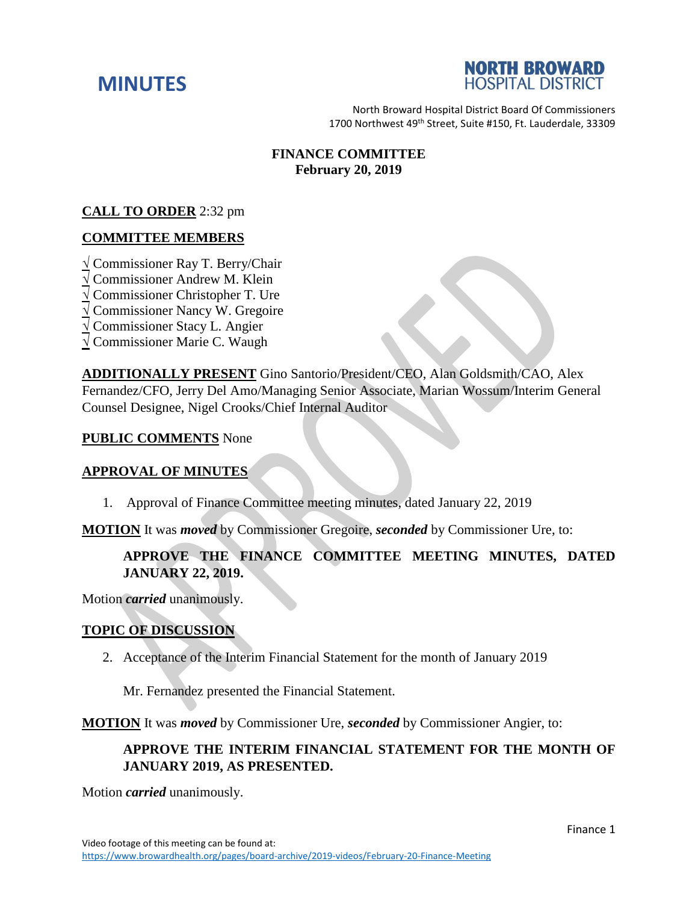# MINUTES

**NORTH BROWARD HOSPITAL DISTRICT**

North Broward Hospital District Board Of Commissioners
1700 Northwest 49th Street, Suite #150, Ft. Lauderdale, 33309

**FINANCE COMMITTEE**
**February 20, 2019**

**CALL TO ORDER** 2:32 pm

**COMMITTEE MEMBERS**

√ Commissioner Ray T. Berry/Chair
√ Commissioner Andrew M. Klein
√ Commissioner Christopher T. Ure
√ Commissioner Nancy W. Gregoire
√ Commissioner Stacy L. Angier
√ Commissioner Marie C. Waugh

**ADDITIONALLY PRESENT** Gino Santorio/President/CEO, Alan Goldsmith/CAO, Alex Fernandez/CFO, Jerry Del Amo/Managing Senior Associate, Marian Wossum/Interim General Counsel Designee, Nigel Crooks/Chief Internal Auditor

**PUBLIC COMMENTS** None

**APPROVAL OF MINUTES**

1. Approval of Finance Committee meeting minutes, dated January 22, 2019

**MOTION** It was ***moved*** by Commissioner Gregoire, ***seconded*** by Commissioner Ure, to:

> **APPROVE THE FINANCE COMMITTEE MEETING MINUTES, DATED JANUARY 22, 2019.**

Motion ***carried*** unanimously.

**TOPIC OF DISCUSSION**

2. Acceptance of the Interim Financial Statement for the month of January 2019

   Mr. Fernandez presented the Financial Statement.

**MOTION** It was ***moved*** by Commissioner Ure, ***seconded*** by Commissioner Angier, to:

> **APPROVE THE INTERIM FINANCIAL STATEMENT FOR THE MONTH OF JANUARY 2019, AS PRESENTED.**

Motion ***carried*** unanimously.

Video footage of this meeting can be found at:
https://www.browardhealth.org/pages/board-archive/2019-videos/February-20-Finance-Meeting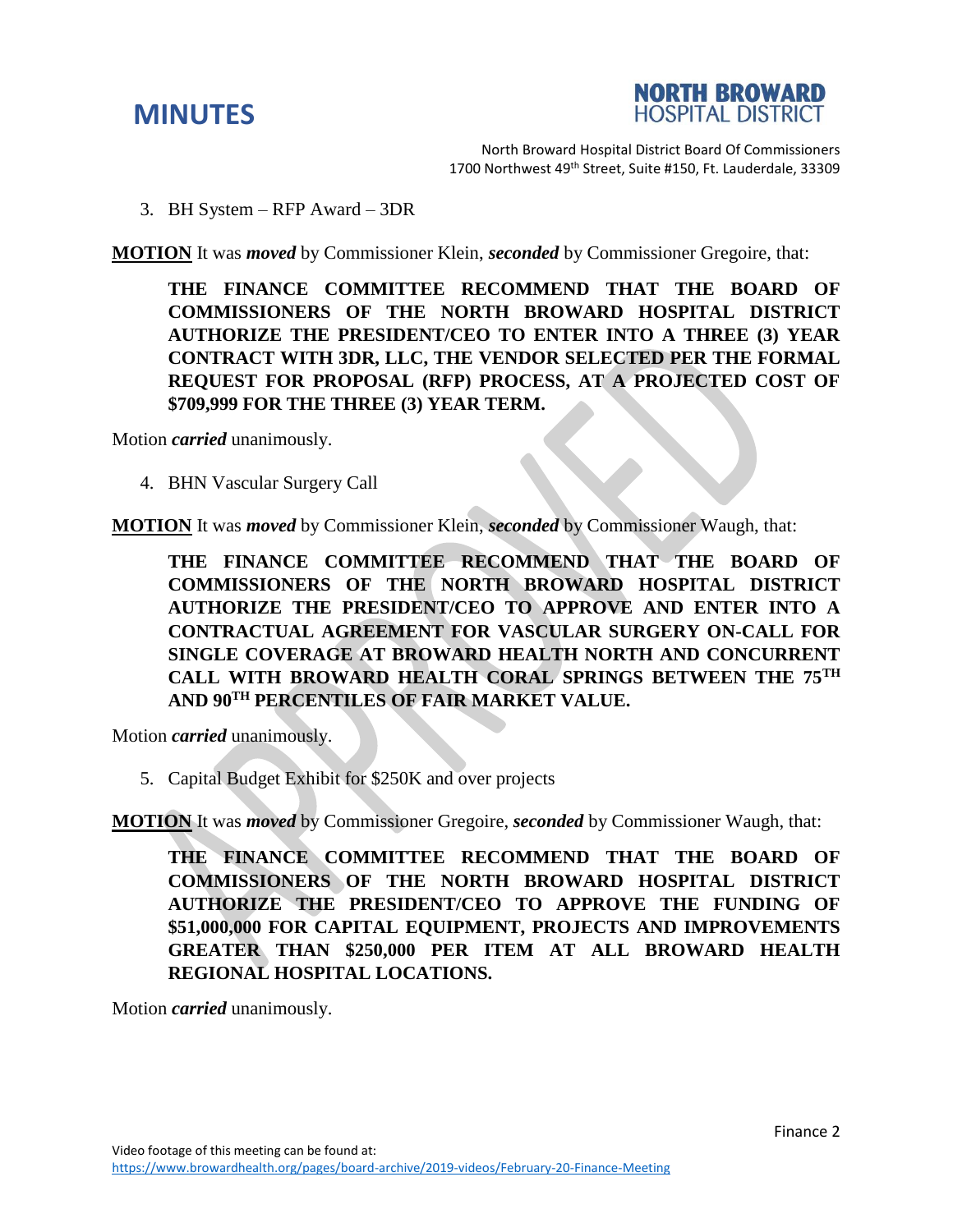3. BH System – RFP Award – 3DR

**MOTION** It was ***moved*** by Commissioner Klein, ***seconded*** by Commissioner Gregoire, that:

> **THE FINANCE COMMITTEE RECOMMEND THAT THE BOARD OF COMMISSIONERS OF THE NORTH BROWARD HOSPITAL DISTRICT AUTHORIZE THE PRESIDENT/CEO TO ENTER INTO A THREE (3) YEAR CONTRACT WITH 3DR, LLC, THE VENDOR SELECTED PER THE FORMAL REQUEST FOR PROPOSAL (RFP) PROCESS, AT A PROJECTED COST OF $709,999 FOR THE THREE (3) YEAR TERM.**

Motion ***carried*** unanimously.

4. BHN Vascular Surgery Call

**MOTION** It was ***moved*** by Commissioner Klein, ***seconded*** by Commissioner Waugh, that:

> **THE FINANCE COMMITTEE RECOMMEND THAT THE BOARD OF COMMISSIONERS OF THE NORTH BROWARD HOSPITAL DISTRICT AUTHORIZE THE PRESIDENT/CEO TO APPROVE AND ENTER INTO A CONTRACTUAL AGREEMENT FOR VASCULAR SURGERY ON-CALL FOR SINGLE COVERAGE AT BROWARD HEALTH NORTH AND CONCURRENT CALL WITH BROWARD HEALTH CORAL SPRINGS BETWEEN THE 75TH AND 90TH PERCENTILES OF FAIR MARKET VALUE.**

Motion ***carried*** unanimously.

5. Capital Budget Exhibit for $250K and over projects

**MOTION** It was ***moved*** by Commissioner Gregoire, ***seconded*** by Commissioner Waugh, that:

> **THE FINANCE COMMITTEE RECOMMEND THAT THE BOARD OF COMMISSIONERS OF THE NORTH BROWARD HOSPITAL DISTRICT AUTHORIZE THE PRESIDENT/CEO TO APPROVE THE FUNDING OF $51,000,000 FOR CAPITAL EQUIPMENT, PROJECTS AND IMPROVEMENTS GREATER THAN $250,000 PER ITEM AT ALL BROWARD HEALTH REGIONAL HOSPITAL LOCATIONS.**

Motion ***carried*** unanimously.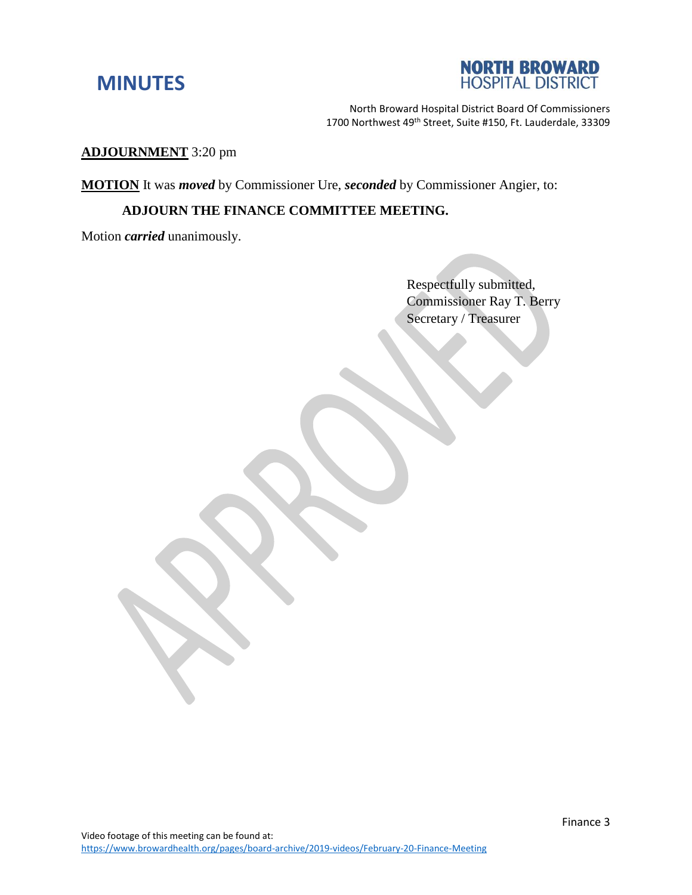**ADJOURNMENT** 3:20 pm

**MOTION** It was ***moved*** by Commissioner Ure, ***seconded*** by Commissioner Angier, to:

**ADJOURN THE FINANCE COMMITTEE MEETING.**

Motion ***carried*** unanimously.

Respectfully submitted,
Commissioner Ray T. Berry
Secretary / Treasurer

Video footage of this meeting can be found at:
https://www.browardhealth.org/pages/board-archive/2019-videos/February-20-Finance-Meeting